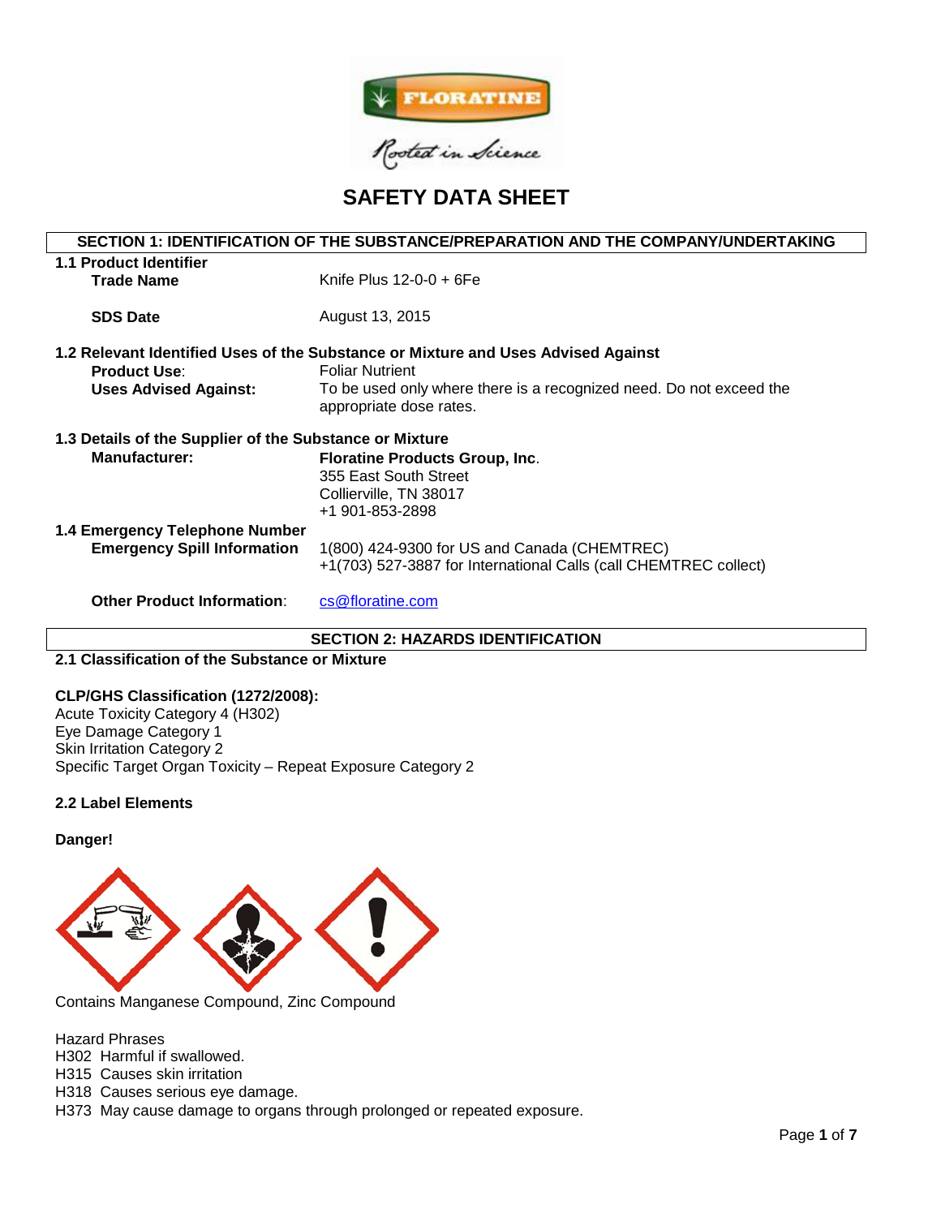# SAFETY DATA SHEET

## SECTION 1: IDENTIFICATION OF THE SUBSTANCE/PREPARATION AND THE COMPANY/UNDERTAKING

### 1.1 Product Identifier

**Trade Name** Knife Plus 12-0-0 + 6Fe

**SDS Date** August 13, 2015

### 1.2 Relevant Identified Uses of the Substance or Mixture and Uses Advised Against

**Product Use**: Foliar Nutrient

**Uses Advised Against:** To be used only where there is a recognized need. Do not exceed the appropriate dose rates.

### 1.3 Details of the Supplier of the Substance or Mixture

**Manufacturer:** **Floratine Products Group, Inc**.
355 East South Street
Collierville, TN 38017
+1 901-853-2898

### 1.4 Emergency Telephone Number

**Emergency Spill Information** 1(800) 424-9300 for US and Canada (CHEMTREC)
+1(703) 527-3887 for International Calls (call CHEMTREC collect)

**Other Product Information**: cs@floratine.com

## SECTION 2: HAZARDS IDENTIFICATION

### 2.1 Classification of the Substance or Mixture

**CLP/GHS Classification (1272/2008):**
Acute Toxicity Category 4 (H302)
Eye Damage Category 1
Skin Irritation Category 2
Specific Target Organ Toxicity – Repeat Exposure Category 2

### 2.2 Label Elements

**Danger!**

Contains Manganese Compound, Zinc Compound

Hazard Phrases
H302 Harmful if swallowed.
H315 Causes skin irritation
H318 Causes serious eye damage.
H373 May cause damage to organs through prolonged or repeated exposure.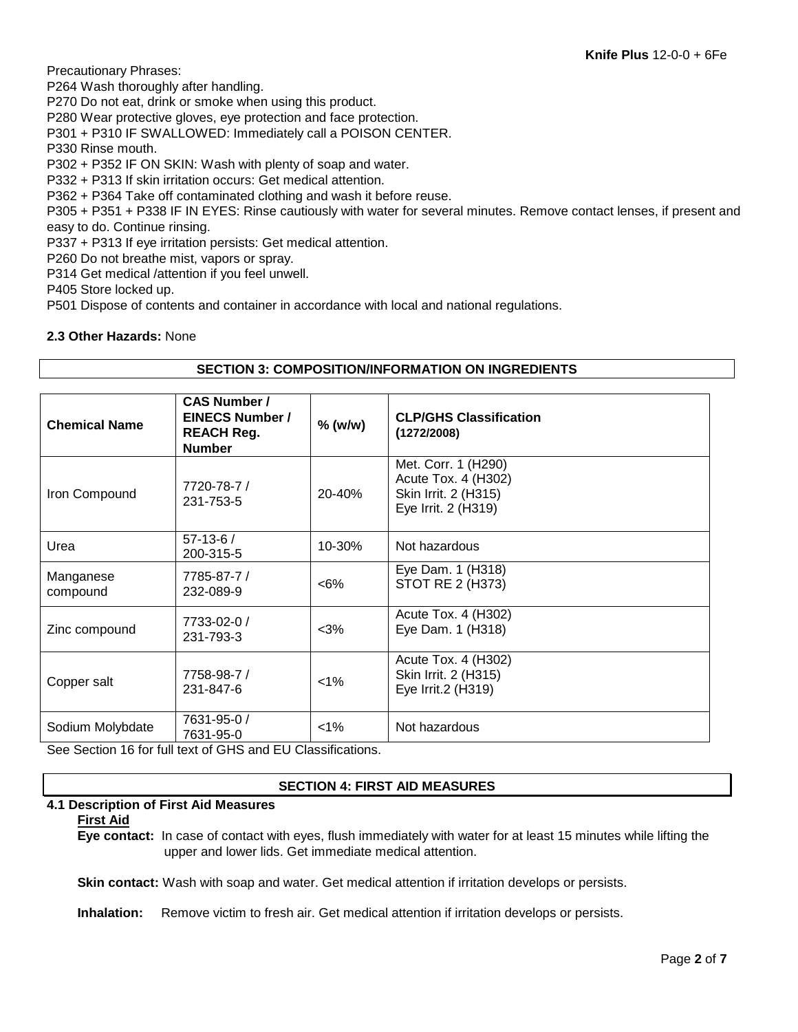Precautionary Phrases:

P264 Wash thoroughly after handling.
P270 Do not eat, drink or smoke when using this product.
P280 Wear protective gloves, eye protection and face protection.
P301 + P310 IF SWALLOWED: Immediately call a POISON CENTER.
P330 Rinse mouth.
P302 + P352 IF ON SKIN: Wash with plenty of soap and water.
P332 + P313 If skin irritation occurs: Get medical attention.
P362 + P364 Take off contaminated clothing and wash it before reuse.
P305 + P351 + P338 IF IN EYES: Rinse cautiously with water for several minutes. Remove contact lenses, if present and easy to do. Continue rinsing.
P337 + P313 If eye irritation persists: Get medical attention.
P260 Do not breathe mist, vapors or spray.
P314 Get medical /attention if you feel unwell.
P405 Store locked up.
P501 Dispose of contents and container in accordance with local and national regulations.

**2.3 Other Hazards:** None

## SECTION 3: COMPOSITION/INFORMATION ON INGREDIENTS

| Chemical Name | CAS Number / EINECS Number / REACH Reg. Number | % (w/w) | CLP/GHS Classification (1272/2008) |
|---|---|---|---|
| Iron Compound | 7720-78-7 / 231-753-5 | 20-40% | Met. Corr. 1 (H290)<br>Acute Tox. 4 (H302)<br>Skin Irrit. 2 (H315)<br>Eye Irrit. 2 (H319) |
| Urea | 57-13-6 / 200-315-5 | 10-30% | Not hazardous |
| Manganese compound | 7785-87-7 / 232-089-9 | <6% | Eye Dam. 1 (H318)<br>STOT RE 2 (H373) |
| Zinc compound | 7733-02-0 / 231-793-3 | <3% | Acute Tox. 4 (H302)<br>Eye Dam. 1 (H318) |
| Copper salt | 7758-98-7 / 231-847-6 | <1% | Acute Tox. 4 (H302)<br>Skin Irrit. 2 (H315)<br>Eye Irrit.2 (H319) |
| Sodium Molybdate | 7631-95-0 / 7631-95-0 | <1% | Not hazardous |

See Section 16 for full text of GHS and EU Classifications.

## SECTION 4: FIRST AID MEASURES

### 4.1 Description of First Aid Measures

**First Aid**

**Eye contact:** In case of contact with eyes, flush immediately with water for at least 15 minutes while lifting the upper and lower lids. Get immediate medical attention.

**Skin contact:** Wash with soap and water. Get medical attention if irritation develops or persists.

**Inhalation:** Remove victim to fresh air. Get medical attention if irritation develops or persists.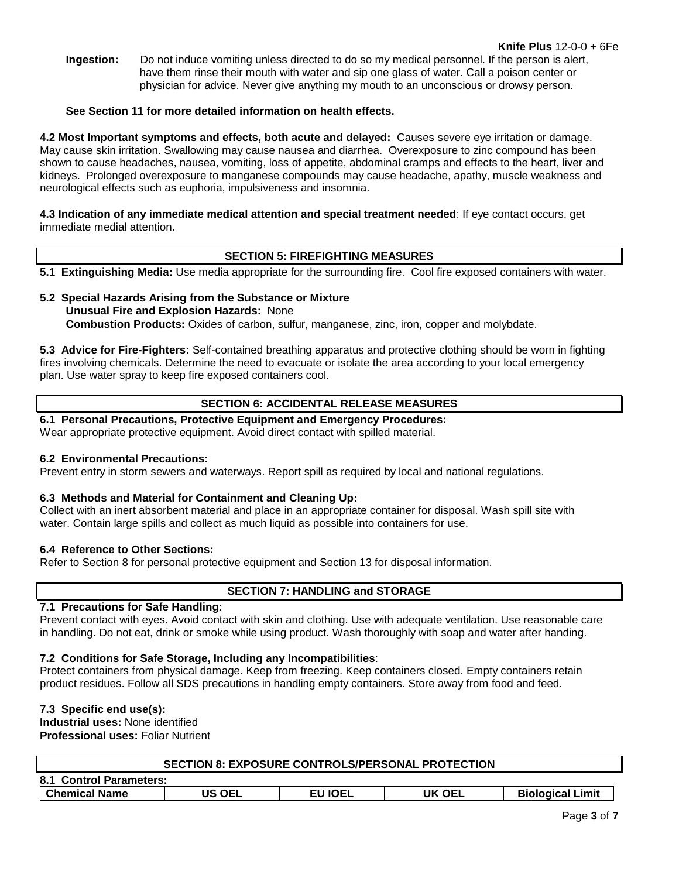**Ingestion:** Do not induce vomiting unless directed to do so my medical personnel. If the person is alert, have them rinse their mouth with water and sip one glass of water. Call a poison center or physician for advice. Never give anything my mouth to an unconscious or drowsy person.

**See Section 11 for more detailed information on health effects.**

**4.2 Most Important symptoms and effects, both acute and delayed:** Causes severe eye irritation or damage. May cause skin irritation. Swallowing may cause nausea and diarrhea. Overexposure to zinc compound has been shown to cause headaches, nausea, vomiting, loss of appetite, abdominal cramps and effects to the heart, liver and kidneys. Prolonged overexposure to manganese compounds may cause headache, apathy, muscle weakness and neurological effects such as euphoria, impulsiveness and insomnia.

**4.3 Indication of any immediate medical attention and special treatment needed**: If eye contact occurs, get immediate medial attention.

## SECTION 5: FIREFIGHTING MEASURES

**5.1 Extinguishing Media:** Use media appropriate for the surrounding fire. Cool fire exposed containers with water.

**5.2 Special Hazards Arising from the Substance or Mixture**

**Unusual Fire and Explosion Hazards:** None

**Combustion Products:** Oxides of carbon, sulfur, manganese, zinc, iron, copper and molybdate.

**5.3 Advice for Fire-Fighters:** Self-contained breathing apparatus and protective clothing should be worn in fighting fires involving chemicals. Determine the need to evacuate or isolate the area according to your local emergency plan. Use water spray to keep fire exposed containers cool.

## SECTION 6: ACCIDENTAL RELEASE MEASURES

**6.1 Personal Precautions, Protective Equipment and Emergency Procedures:**

Wear appropriate protective equipment. Avoid direct contact with spilled material.

**6.2 Environmental Precautions:**

Prevent entry in storm sewers and waterways. Report spill as required by local and national regulations.

**6.3 Methods and Material for Containment and Cleaning Up:**

Collect with an inert absorbent material and place in an appropriate container for disposal. Wash spill site with water. Contain large spills and collect as much liquid as possible into containers for use.

**6.4 Reference to Other Sections:**

Refer to Section 8 for personal protective equipment and Section 13 for disposal information.

## SECTION 7: HANDLING and STORAGE

**7.1 Precautions for Safe Handling**:

Prevent contact with eyes. Avoid contact with skin and clothing. Use with adequate ventilation. Use reasonable care in handling. Do not eat, drink or smoke while using product. Wash thoroughly with soap and water after handing.

**7.2 Conditions for Safe Storage, Including any Incompatibilities**:

Protect containers from physical damage. Keep from freezing. Keep containers closed. Empty containers retain product residues. Follow all SDS precautions in handling empty containers. Store away from food and feed.

**7.3 Specific end use(s):**

**Industrial uses:** None identified

**Professional uses:** Foliar Nutrient

## SECTION 8: EXPOSURE CONTROLS/PERSONAL PROTECTION

**8.1 Control Parameters:**

| Chemical Name | US OEL | EU IOEL | UK OEL | Biological Limit |
|---|---|---|---|---|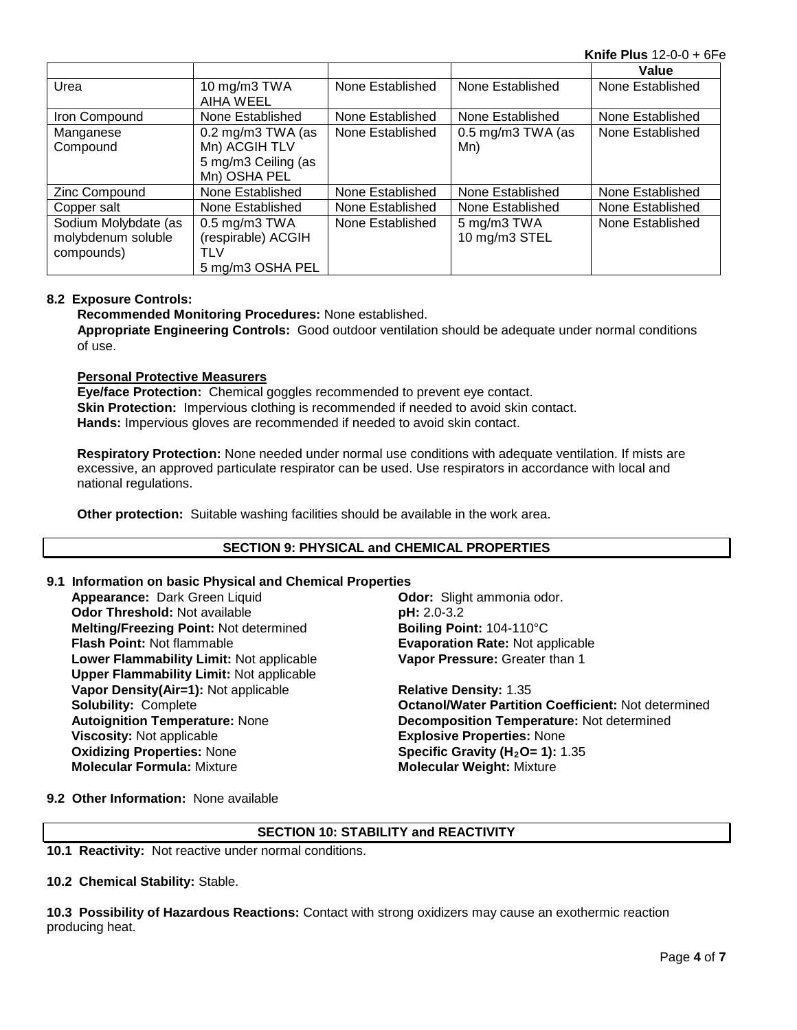| | | | | Value |
|---|---|---|---|---|
| Urea | 10 mg/m3 TWA AIHA WEEL | None Established | None Established | None Established |
| Iron Compound | None Established | None Established | None Established | None Established |
| Manganese Compound | 0.2 mg/m3 TWA (as Mn) ACGIH TLV 5 mg/m3 Ceiling (as Mn) OSHA PEL | None Established | 0.5 mg/m3 TWA (as Mn) | None Established |
| Zinc Compound | None Established | None Established | None Established | None Established |
| Copper salt | None Established | None Established | None Established | None Established |
| Sodium Molybdate (as molybdenum soluble compounds) | 0.5 mg/m3 TWA (respirable) ACGIH TLV 5 mg/m3 OSHA PEL | None Established | 5 mg/m3 TWA 10 mg/m3 STEL | None Established |

**8.2 Exposure Controls:**

**Recommended Monitoring Procedures:** None established.

**Appropriate Engineering Controls:** Good outdoor ventilation should be adequate under normal conditions of use.

**Personal Protective Measurers**

**Eye/face Protection:** Chemical goggles recommended to prevent eye contact.
**Skin Protection:** Impervious clothing is recommended if needed to avoid skin contact.
**Hands:** Impervious gloves are recommended if needed to avoid skin contact.

**Respiratory Protection:** None needed under normal use conditions with adequate ventilation. If mists are excessive, an approved particulate respirator can be used. Use respirators in accordance with local and national regulations.

**Other protection:** Suitable washing facilities should be available in the work area.

## SECTION 9: PHYSICAL and CHEMICAL PROPERTIES

**9.1 Information on basic Physical and Chemical Properties**

**Appearance:** Dark Green Liquid
**Odor:** Slight ammonia odor.
**Odor Threshold:** Not available
**pH:** 2.0-3.2
**Melting/Freezing Point:** Not determined
**Boiling Point:** 104-110°C
**Flash Point:** Not flammable
**Evaporation Rate:** Not applicable
**Lower Flammability Limit:** Not applicable
**Vapor Pressure:** Greater than 1
**Upper Flammability Limit:** Not applicable
**Vapor Density(Air=1):** Not applicable
**Relative Density:** 1.35
**Solubility:** Complete
**Octanol/Water Partition Coefficient:** Not determined
**Autoignition Temperature:** None
**Decomposition Temperature:** Not determined
**Viscosity:** Not applicable
**Explosive Properties:** None
**Oxidizing Properties:** None
**Specific Gravity ($H_2O$= 1):** 1.35
**Molecular Formula:** Mixture
**Molecular Weight:** Mixture

**9.2 Other Information:** None available

## SECTION 10: STABILITY and REACTIVITY

**10.1 Reactivity:** Not reactive under normal conditions.

**10.2 Chemical Stability:** Stable.

**10.3 Possibility of Hazardous Reactions:** Contact with strong oxidizers may cause an exothermic reaction producing heat.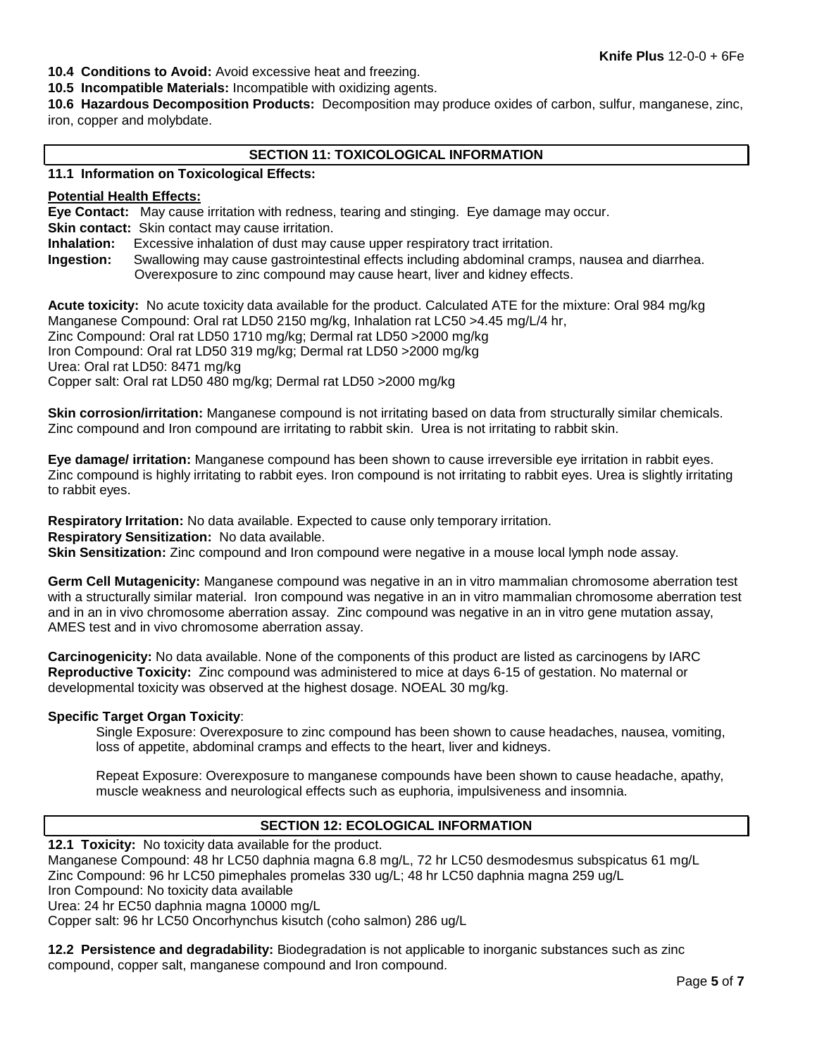**10.4 Conditions to Avoid:** Avoid excessive heat and freezing.

**10.5 Incompatible Materials:** Incompatible with oxidizing agents.

**10.6 Hazardous Decomposition Products:** Decomposition may produce oxides of carbon, sulfur, manganese, zinc, iron, copper and molybdate.

## SECTION 11: TOXICOLOGICAL INFORMATION

**11.1 Information on Toxicological Effects:**

**Potential Health Effects:**

**Eye Contact:** May cause irritation with redness, tearing and stinging. Eye damage may occur.

**Skin contact:** Skin contact may cause irritation.

**Inhalation:** Excessive inhalation of dust may cause upper respiratory tract irritation.

**Ingestion:** Swallowing may cause gastrointestinal effects including abdominal cramps, nausea and diarrhea. Overexposure to zinc compound may cause heart, liver and kidney effects.

**Acute toxicity:** No acute toxicity data available for the product. Calculated ATE for the mixture: Oral 984 mg/kg
Manganese Compound: Oral rat LD50 2150 mg/kg, Inhalation rat LC50 >4.45 mg/L/4 hr,
Zinc Compound: Oral rat LD50 1710 mg/kg; Dermal rat LD50 >2000 mg/kg
Iron Compound: Oral rat LD50 319 mg/kg; Dermal rat LD50 >2000 mg/kg
Urea: Oral rat LD50: 8471 mg/kg
Copper salt: Oral rat LD50 480 mg/kg; Dermal rat LD50 >2000 mg/kg

**Skin corrosion/irritation:** Manganese compound is not irritating based on data from structurally similar chemicals. Zinc compound and Iron compound are irritating to rabbit skin. Urea is not irritating to rabbit skin.

**Eye damage/ irritation:** Manganese compound has been shown to cause irreversible eye irritation in rabbit eyes. Zinc compound is highly irritating to rabbit eyes. Iron compound is not irritating to rabbit eyes. Urea is slightly irritating to rabbit eyes.

**Respiratory Irritation:** No data available. Expected to cause only temporary irritation.

**Respiratory Sensitization:** No data available.

**Skin Sensitization:** Zinc compound and Iron compound were negative in a mouse local lymph node assay.

**Germ Cell Mutagenicity:** Manganese compound was negative in an in vitro mammalian chromosome aberration test with a structurally similar material. Iron compound was negative in an in vitro mammalian chromosome aberration test and in an in vivo chromosome aberration assay. Zinc compound was negative in an in vitro gene mutation assay, AMES test and in vivo chromosome aberration assay.

**Carcinogenicity:** No data available. None of the components of this product are listed as carcinogens by IARC

**Reproductive Toxicity:** Zinc compound was administered to mice at days 6-15 of gestation. No maternal or developmental toxicity was observed at the highest dosage. NOEAL 30 mg/kg.

**Specific Target Organ Toxicity**:

Single Exposure: Overexposure to zinc compound has been shown to cause headaches, nausea, vomiting, loss of appetite, abdominal cramps and effects to the heart, liver and kidneys.

Repeat Exposure: Overexposure to manganese compounds have been shown to cause headache, apathy, muscle weakness and neurological effects such as euphoria, impulsiveness and insomnia.

## SECTION 12: ECOLOGICAL INFORMATION

**12.1 Toxicity:** No toxicity data available for the product.
Manganese Compound: 48 hr LC50 daphnia magna 6.8 mg/L, 72 hr LC50 desmodesmus subspicatus 61 mg/L
Zinc Compound: 96 hr LC50 pimephales promelas 330 ug/L; 48 hr LC50 daphnia magna 259 ug/L
Iron Compound: No toxicity data available
Urea: 24 hr EC50 daphnia magna 10000 mg/L
Copper salt: 96 hr LC50 Oncorhynchus kisutch (coho salmon) 286 ug/L

**12.2 Persistence and degradability:** Biodegradation is not applicable to inorganic substances such as zinc compound, copper salt, manganese compound and Iron compound.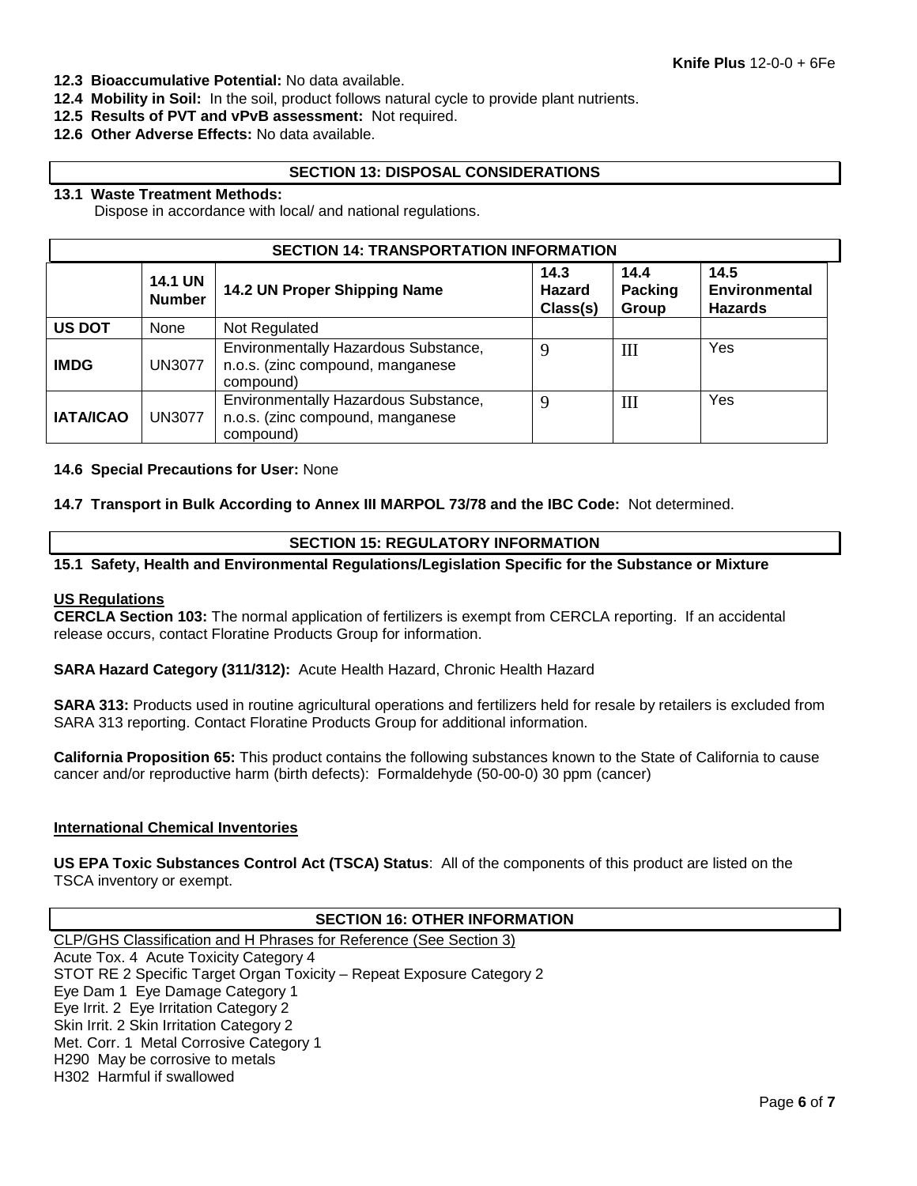**12.3 Bioaccumulative Potential:** No data available.

**12.4 Mobility in Soil:** In the soil, product follows natural cycle to provide plant nutrients.

**12.5 Results of PVT and vPvB assessment:** Not required.

**12.6 Other Adverse Effects:** No data available.

## SECTION 13: DISPOSAL CONSIDERATIONS

**13.1 Waste Treatment Methods:**

Dispose in accordance with local/ and national regulations.

## SECTION 14: TRANSPORTATION INFORMATION

| | 14.1 UN Number | 14.2 UN Proper Shipping Name | 14.3 Hazard Class(s) | 14.4 Packing Group | 14.5 Environmental Hazards |
|---|---|---|---|---|---|
| **US DOT** | None | Not Regulated | | | |
| **IMDG** | UN3077 | Environmentally Hazardous Substance, n.o.s. (zinc compound, manganese compound) | 9 | III | Yes |
| **IATA/ICAO** | UN3077 | Environmentally Hazardous Substance, n.o.s. (zinc compound, manganese compound) | 9 | III | Yes |

**14.6 Special Precautions for User:** None

**14.7 Transport in Bulk According to Annex III MARPOL 73/78 and the IBC Code:** Not determined.

## SECTION 15: REGULATORY INFORMATION

**15.1 Safety, Health and Environmental Regulations/Legislation Specific for the Substance or Mixture**

**US Regulations**

**CERCLA Section 103:** The normal application of fertilizers is exempt from CERCLA reporting. If an accidental release occurs, contact Floratine Products Group for information.

**SARA Hazard Category (311/312):** Acute Health Hazard, Chronic Health Hazard

**SARA 313:** Products used in routine agricultural operations and fertilizers held for resale by retailers is excluded from SARA 313 reporting. Contact Floratine Products Group for additional information.

**California Proposition 65:** This product contains the following substances known to the State of California to cause cancer and/or reproductive harm (birth defects): Formaldehyde (50-00-0) 30 ppm (cancer)

**International Chemical Inventories**

**US EPA Toxic Substances Control Act (TSCA) Status**: All of the components of this product are listed on the TSCA inventory or exempt.

## SECTION 16: OTHER INFORMATION

CLP/GHS Classification and H Phrases for Reference (See Section 3)

Acute Tox. 4 Acute Toxicity Category 4

STOT RE 2 Specific Target Organ Toxicity – Repeat Exposure Category 2

Eye Dam 1 Eye Damage Category 1

Eye Irrit. 2 Eye Irritation Category 2

Skin Irrit. 2 Skin Irritation Category 2

Met. Corr. 1 Metal Corrosive Category 1

H290 May be corrosive to metals

H302 Harmful if swallowed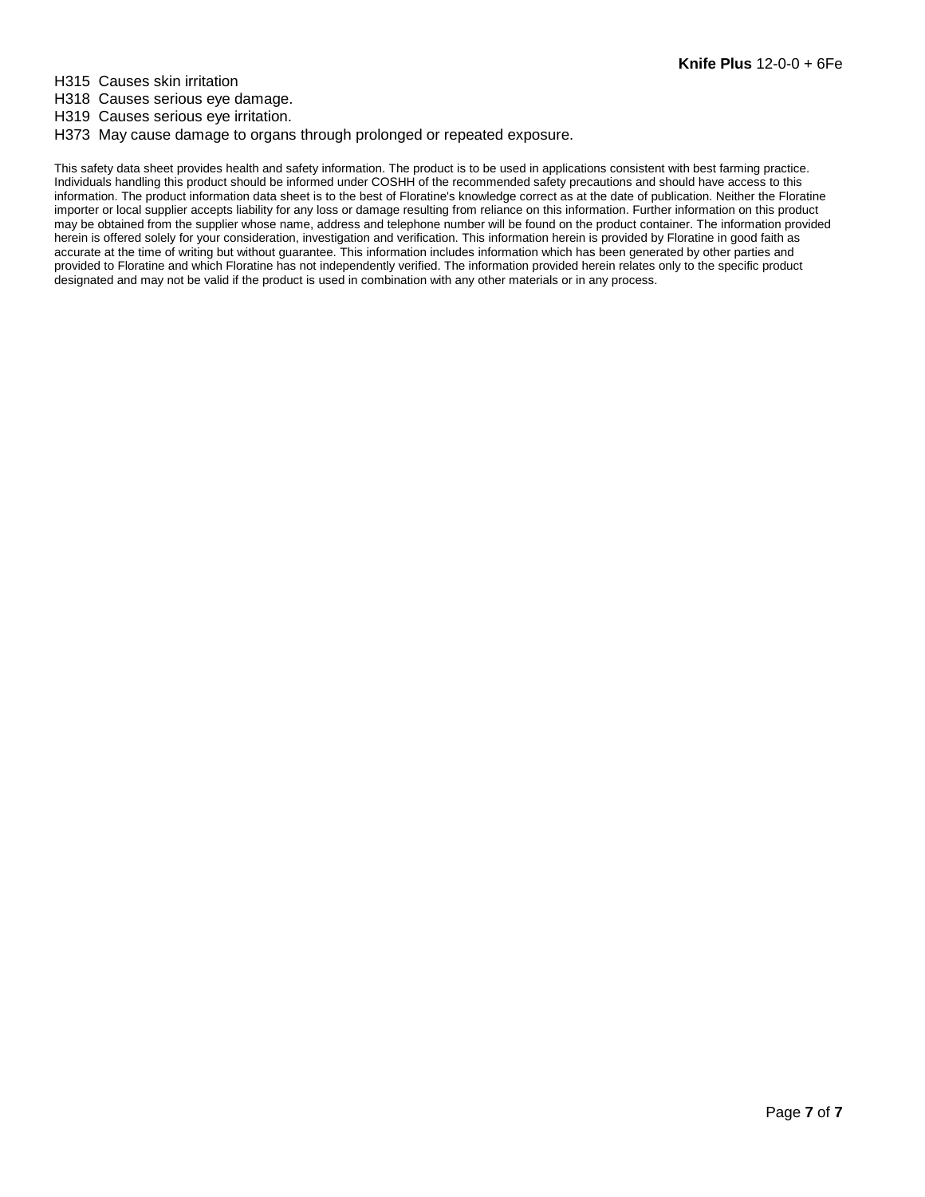H315 Causes skin irritation
H318 Causes serious eye damage.
H319 Causes serious eye irritation.
H373 May cause damage to organs through prolonged or repeated exposure.

This safety data sheet provides health and safety information. The product is to be used in applications consistent with best farming practice. Individuals handling this product should be informed under COSHH of the recommended safety precautions and should have access to this information. The product information data sheet is to the best of Floratine's knowledge correct as at the date of publication. Neither the Floratine importer or local supplier accepts liability for any loss or damage resulting from reliance on this information. Further information on this product may be obtained from the supplier whose name, address and telephone number will be found on the product container. The information provided herein is offered solely for your consideration, investigation and verification. This information herein is provided by Floratine in good faith as accurate at the time of writing but without guarantee. This information includes information which has been generated by other parties and provided to Floratine and which Floratine has not independently verified. The information provided herein relates only to the specific product designated and may not be valid if the product is used in combination with any other materials or in any process.